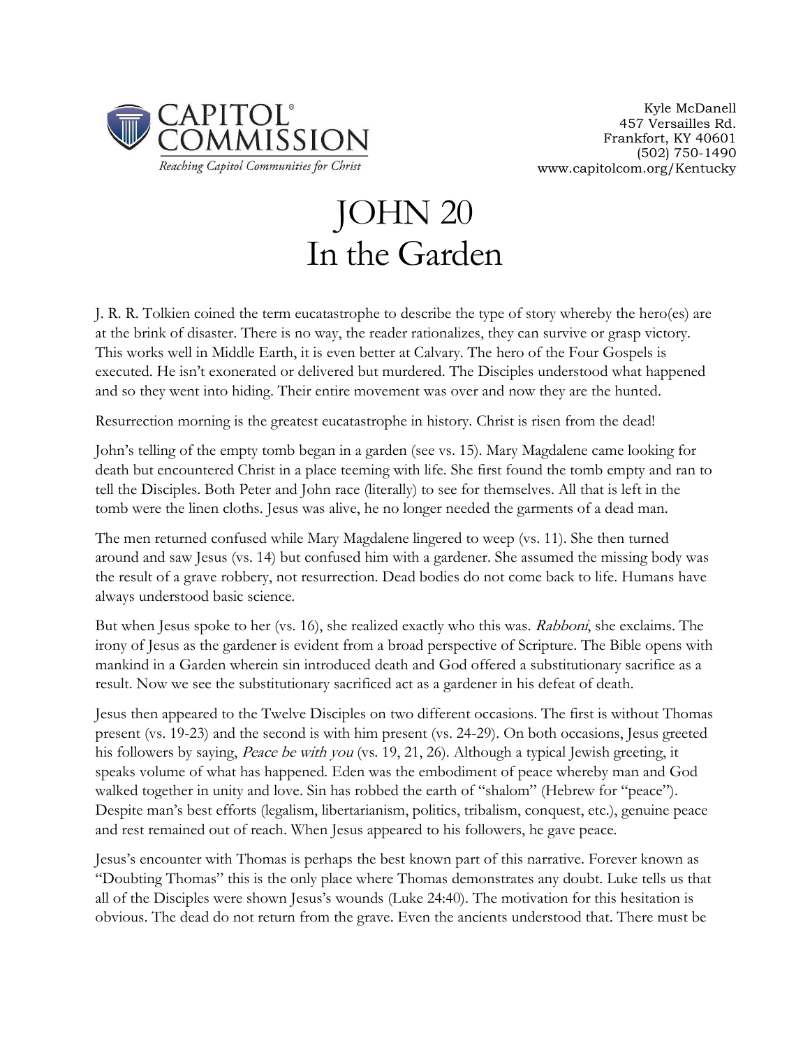CAPITOL® COMMISSION
*Reaching Capitol Communities for Christ*

Kyle McDanell
457 Versailles Rd.
Frankfort, KY 40601
(502) 750-1490
www.capitolcom.org/Kentucky

# JOHN 20
# In the Garden

J. R. R. Tolkien coined the term eucatastrophe to describe the type of story whereby the hero(es) are at the brink of disaster. There is no way, the reader rationalizes, they can survive or grasp victory. This works well in Middle Earth, it is even better at Calvary. The hero of the Four Gospels is executed. He isn't exonerated or delivered but murdered. The Disciples understood what happened and so they went into hiding. Their entire movement was over and now they are the hunted.

Resurrection morning is the greatest eucatastrophe in history. Christ is risen from the dead!

John's telling of the empty tomb began in a garden (see vs. 15). Mary Magdalene came looking for death but encountered Christ in a place teeming with life. She first found the tomb empty and ran to tell the Disciples. Both Peter and John race (literally) to see for themselves. All that is left in the tomb were the linen cloths. Jesus was alive, he no longer needed the garments of a dead man.

The men returned confused while Mary Magdalene lingered to weep (vs. 11). She then turned around and saw Jesus (vs. 14) but confused him with a gardener. She assumed the missing body was the result of a grave robbery, not resurrection. Dead bodies do not come back to life. Humans have always understood basic science.

But when Jesus spoke to her (vs. 16), she realized exactly who this was. *Rabboni*, she exclaims. The irony of Jesus as the gardener is evident from a broad perspective of Scripture. The Bible opens with mankind in a Garden wherein sin introduced death and God offered a substitutionary sacrifice as a result. Now we see the substitutionary sacrificed act as a gardener in his defeat of death.

Jesus then appeared to the Twelve Disciples on two different occasions. The first is without Thomas present (vs. 19-23) and the second is with him present (vs. 24-29). On both occasions, Jesus greeted his followers by saying, *Peace be with you* (vs. 19, 21, 26). Although a typical Jewish greeting, it speaks volume of what has happened. Eden was the embodiment of peace whereby man and God walked together in unity and love. Sin has robbed the earth of "shalom" (Hebrew for "peace"). Despite man's best efforts (legalism, libertarianism, politics, tribalism, conquest, etc.), genuine peace and rest remained out of reach. When Jesus appeared to his followers, he gave peace.

Jesus's encounter with Thomas is perhaps the best known part of this narrative. Forever known as "Doubting Thomas" this is the only place where Thomas demonstrates any doubt. Luke tells us that all of the Disciples were shown Jesus's wounds (Luke 24:40). The motivation for this hesitation is obvious. The dead do not return from the grave. Even the ancients understood that. There must be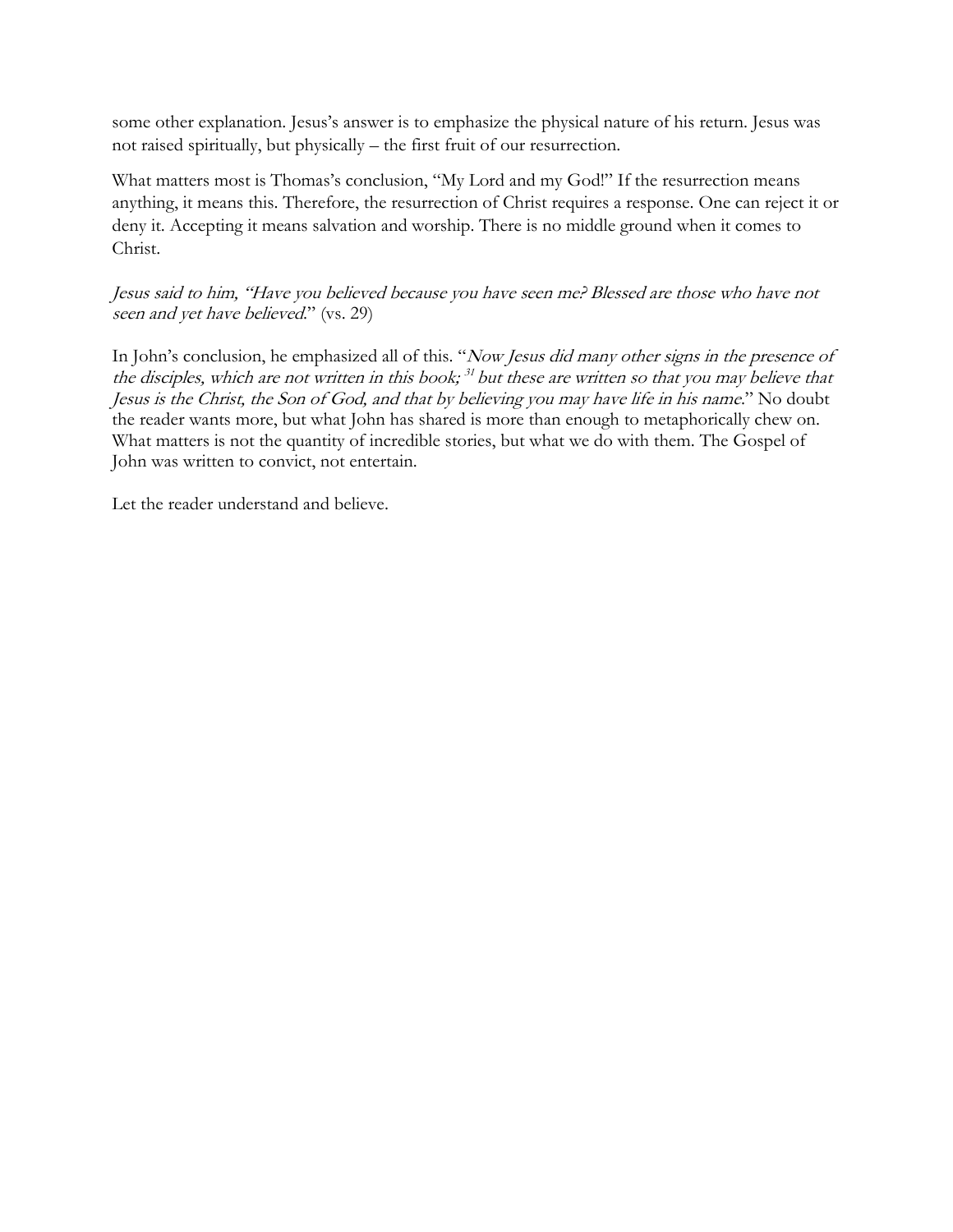some other explanation. Jesus's answer is to emphasize the physical nature of his return. Jesus was not raised spiritually, but physically – the first fruit of our resurrection.

What matters most is Thomas's conclusion, "My Lord and my God!" If the resurrection means anything, it means this. Therefore, the resurrection of Christ requires a response. One can reject it or deny it. Accepting it means salvation and worship. There is no middle ground when it comes to Christ.

*Jesus said to him, "Have you believed because you have seen me? Blessed are those who have not seen and yet have believed.*" (vs. 29)

In John's conclusion, he emphasized all of this. "*Now Jesus did many other signs in the presence of the disciples, which are not written in this book;* [31] *but these are written so that you may believe that Jesus is the Christ, the Son of God, and that by believing you may have life in his name.*" No doubt the reader wants more, but what John has shared is more than enough to metaphorically chew on. What matters is not the quantity of incredible stories, but what we do with them. The Gospel of John was written to convict, not entertain.

Let the reader understand and believe.